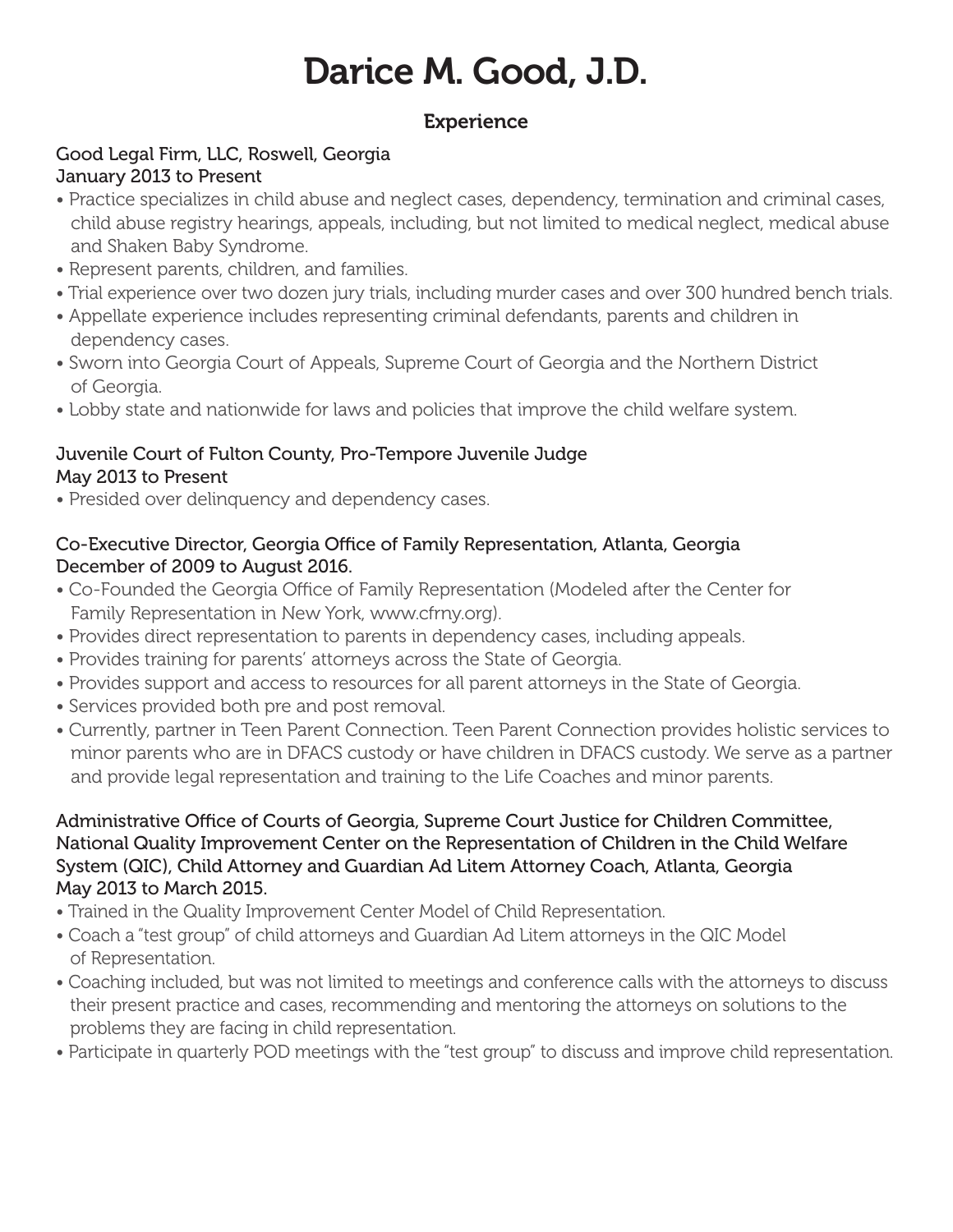# Darice M. Good, J.D.

## Experience

**Good Legal Firm, LLC, Roswell, Georgia**
**January 2013 to Present**

- Practice specializes in child abuse and neglect cases, dependency, termination and criminal cases, child abuse registry hearings, appeals, including, but not limited to medical neglect, medical abuse and Shaken Baby Syndrome.
- Represent parents, children, and families.
- Trial experience over two dozen jury trials, including murder cases and over 300 hundred bench trials.
- Appellate experience includes representing criminal defendants, parents and children in dependency cases.
- Sworn into Georgia Court of Appeals, Supreme Court of Georgia and the Northern District of Georgia.
- Lobby state and nationwide for laws and policies that improve the child welfare system.

**Juvenile Court of Fulton County, Pro-Tempore Juvenile Judge**
**May 2013 to Present**

- Presided over delinquency and dependency cases.

**Co-Executive Director, Georgia Office of Family Representation, Atlanta, Georgia**
**December of 2009 to August 2016.**

- Co-Founded the Georgia Office of Family Representation (Modeled after the Center for Family Representation in New York, www.cfrny.org).
- Provides direct representation to parents in dependency cases, including appeals.
- Provides training for parents' attorneys across the State of Georgia.
- Provides support and access to resources for all parent attorneys in the State of Georgia.
- Services provided both pre and post removal.
- Currently, partner in Teen Parent Connection. Teen Parent Connection provides holistic services to minor parents who are in DFACS custody or have children in DFACS custody. We serve as a partner and provide legal representation and training to the Life Coaches and minor parents.

**Administrative Office of Courts of Georgia, Supreme Court Justice for Children Committee, National Quality Improvement Center on the Representation of Children in the Child Welfare System (QIC), Child Attorney and Guardian Ad Litem Attorney Coach, Atlanta, Georgia**
**May 2013 to March 2015.**

- Trained in the Quality Improvement Center Model of Child Representation.
- Coach a "test group" of child attorneys and Guardian Ad Litem attorneys in the QIC Model of Representation.
- Coaching included, but was not limited to meetings and conference calls with the attorneys to discuss their present practice and cases, recommending and mentoring the attorneys on solutions to the problems they are facing in child representation.
- Participate in quarterly POD meetings with the "test group" to discuss and improve child representation.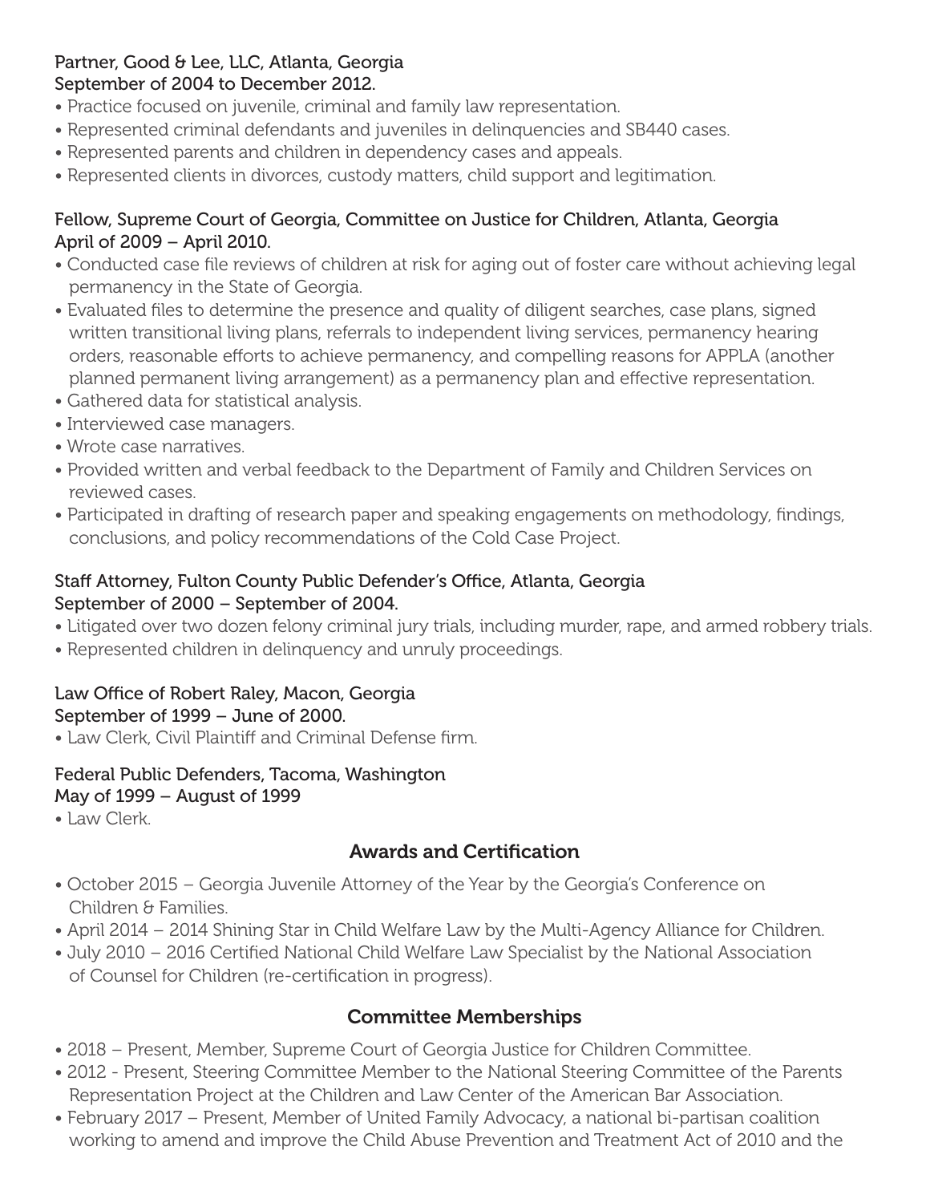**Partner, Good & Lee, LLC, Atlanta, Georgia**
**September of 2004 to December 2012.**

- Practice focused on juvenile, criminal and family law representation.
- Represented criminal defendants and juveniles in delinquencies and SB440 cases.
- Represented parents and children in dependency cases and appeals.
- Represented clients in divorces, custody matters, child support and legitimation.

**Fellow, Supreme Court of Georgia, Committee on Justice for Children, Atlanta, Georgia**
**April of 2009 – April 2010.**

- Conducted case file reviews of children at risk for aging out of foster care without achieving legal permanency in the State of Georgia.
- Evaluated files to determine the presence and quality of diligent searches, case plans, signed written transitional living plans, referrals to independent living services, permanency hearing orders, reasonable efforts to achieve permanency, and compelling reasons for APPLA (another planned permanent living arrangement) as a permanency plan and effective representation.
- Gathered data for statistical analysis.
- Interviewed case managers.
- Wrote case narratives.
- Provided written and verbal feedback to the Department of Family and Children Services on reviewed cases.
- Participated in drafting of research paper and speaking engagements on methodology, findings, conclusions, and policy recommendations of the Cold Case Project.

**Staff Attorney, Fulton County Public Defender's Office, Atlanta, Georgia**
**September of 2000 – September of 2004.**

- Litigated over two dozen felony criminal jury trials, including murder, rape, and armed robbery trials.
- Represented children in delinquency and unruly proceedings.

**Law Office of Robert Raley, Macon, Georgia**
**September of 1999 – June of 2000.**

- Law Clerk, Civil Plaintiff and Criminal Defense firm.

**Federal Public Defenders, Tacoma, Washington**
**May of 1999 – August of 1999**

- Law Clerk.

## Awards and Certification

- October 2015 – Georgia Juvenile Attorney of the Year by the Georgia's Conference on Children & Families.
- April 2014 – 2014 Shining Star in Child Welfare Law by the Multi-Agency Alliance for Children.
- July 2010 – 2016 Certified National Child Welfare Law Specialist by the National Association of Counsel for Children (re-certification in progress).

## Committee Memberships

- 2018 – Present, Member, Supreme Court of Georgia Justice for Children Committee.
- 2012 - Present, Steering Committee Member to the National Steering Committee of the Parents Representation Project at the Children and Law Center of the American Bar Association.
- February 2017 – Present, Member of United Family Advocacy, a national bi-partisan coalition working to amend and improve the Child Abuse Prevention and Treatment Act of 2010 and the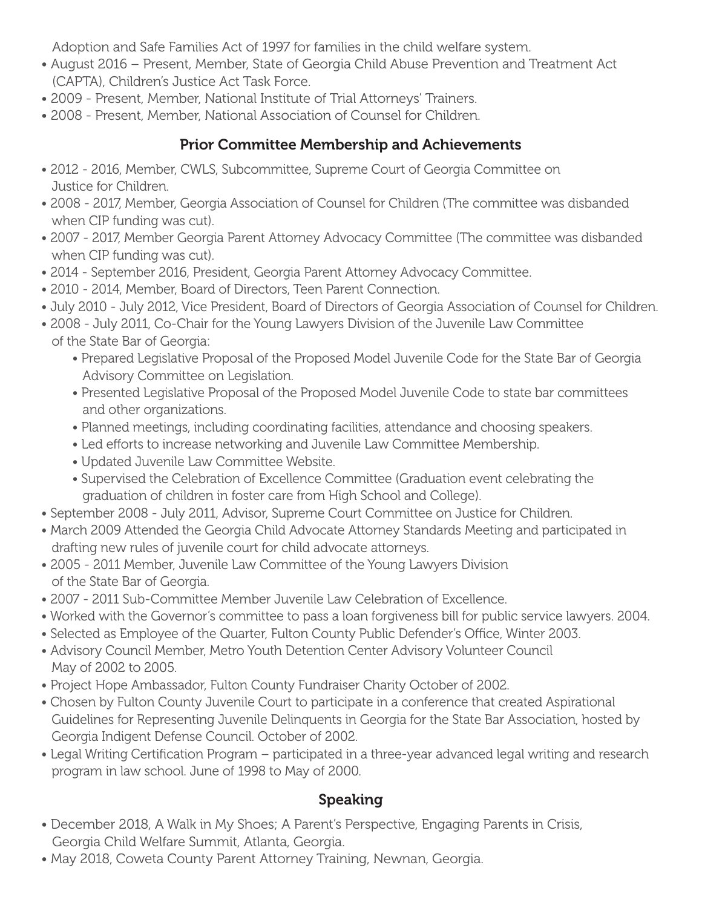Adoption and Safe Families Act of 1997 for families in the child welfare system.

- August 2016 – Present, Member, State of Georgia Child Abuse Prevention and Treatment Act (CAPTA), Children's Justice Act Task Force.
- 2009 - Present, Member, National Institute of Trial Attorneys' Trainers.
- 2008 - Present, Member, National Association of Counsel for Children.

## Prior Committee Membership and Achievements

- 2012 - 2016, Member, CWLS, Subcommittee, Supreme Court of Georgia Committee on Justice for Children.
- 2008 - 2017, Member, Georgia Association of Counsel for Children (The committee was disbanded when CIP funding was cut).
- 2007 - 2017, Member Georgia Parent Attorney Advocacy Committee (The committee was disbanded when CIP funding was cut).
- 2014 - September 2016, President, Georgia Parent Attorney Advocacy Committee.
- 2010 - 2014, Member, Board of Directors, Teen Parent Connection.
- July 2010 - July 2012, Vice President, Board of Directors of Georgia Association of Counsel for Children.
- 2008 - July 2011, Co-Chair for the Young Lawyers Division of the Juvenile Law Committee of the State Bar of Georgia:
    - Prepared Legislative Proposal of the Proposed Model Juvenile Code for the State Bar of Georgia Advisory Committee on Legislation.
    - Presented Legislative Proposal of the Proposed Model Juvenile Code to state bar committees and other organizations.
    - Planned meetings, including coordinating facilities, attendance and choosing speakers.
    - Led efforts to increase networking and Juvenile Law Committee Membership.
    - Updated Juvenile Law Committee Website.
    - Supervised the Celebration of Excellence Committee (Graduation event celebrating the graduation of children in foster care from High School and College).
- September 2008 - July 2011, Advisor, Supreme Court Committee on Justice for Children.
- March 2009 Attended the Georgia Child Advocate Attorney Standards Meeting and participated in drafting new rules of juvenile court for child advocate attorneys.
- 2005 - 2011 Member, Juvenile Law Committee of the Young Lawyers Division of the State Bar of Georgia.
- 2007 - 2011 Sub-Committee Member Juvenile Law Celebration of Excellence.
- Worked with the Governor's committee to pass a loan forgiveness bill for public service lawyers. 2004.
- Selected as Employee of the Quarter, Fulton County Public Defender's Office, Winter 2003.
- Advisory Council Member, Metro Youth Detention Center Advisory Volunteer Council May of 2002 to 2005.
- Project Hope Ambassador, Fulton County Fundraiser Charity October of 2002.
- Chosen by Fulton County Juvenile Court to participate in a conference that created Aspirational Guidelines for Representing Juvenile Delinquents in Georgia for the State Bar Association, hosted by Georgia Indigent Defense Council. October of 2002.
- Legal Writing Certification Program – participated in a three-year advanced legal writing and research program in law school. June of 1998 to May of 2000.

## Speaking

- December 2018, A Walk in My Shoes; A Parent's Perspective, Engaging Parents in Crisis, Georgia Child Welfare Summit, Atlanta, Georgia.
- May 2018, Coweta County Parent Attorney Training, Newnan, Georgia.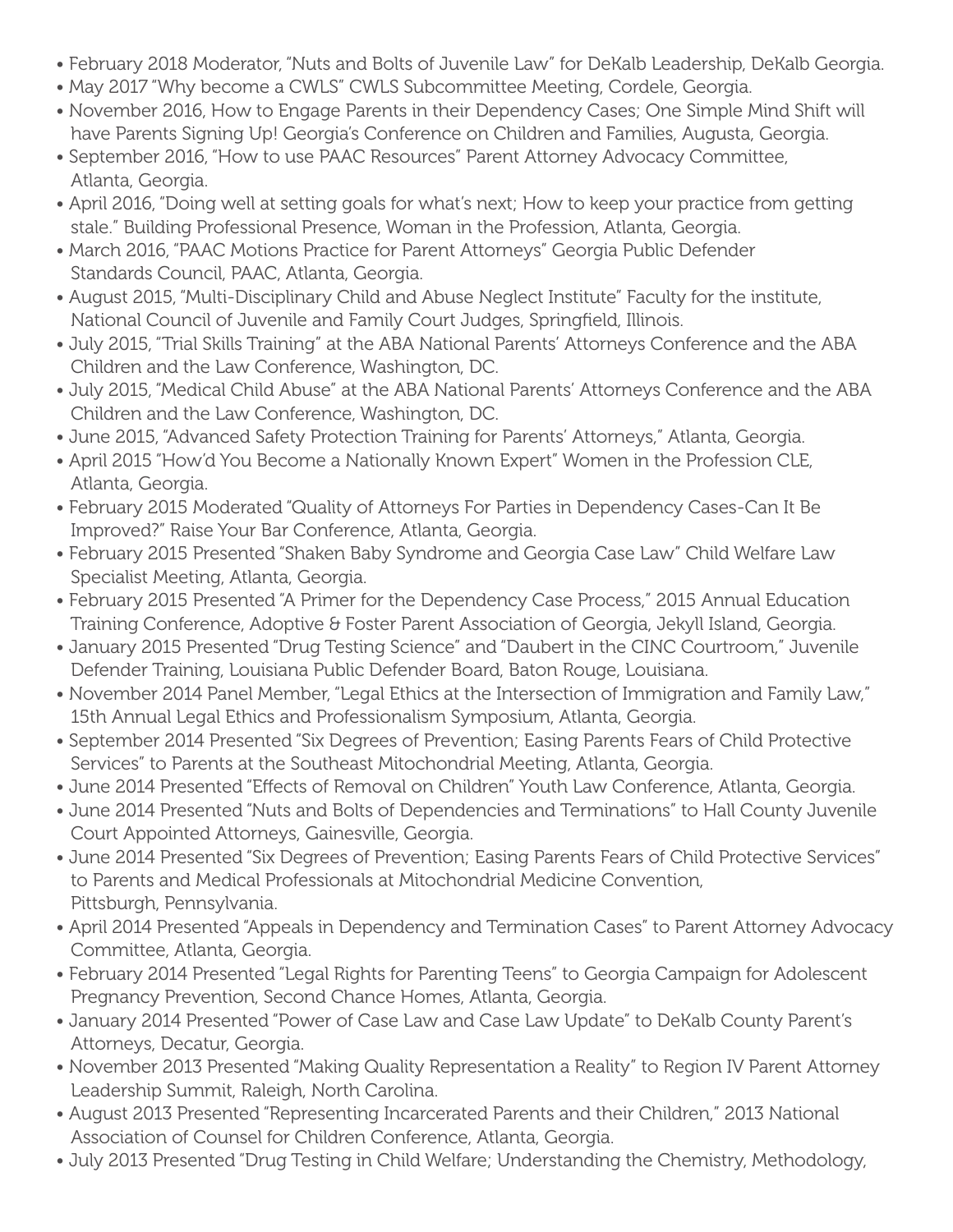- February 2018 Moderator, "Nuts and Bolts of Juvenile Law" for DeKalb Leadership, DeKalb Georgia.
- May 2017 "Why become a CWLS" CWLS Subcommittee Meeting, Cordele, Georgia.
- November 2016, How to Engage Parents in their Dependency Cases; One Simple Mind Shift will have Parents Signing Up! Georgia's Conference on Children and Families, Augusta, Georgia.
- September 2016, "How to use PAAC Resources" Parent Attorney Advocacy Committee, Atlanta, Georgia.
- April 2016, "Doing well at setting goals for what's next; How to keep your practice from getting stale." Building Professional Presence, Woman in the Profession, Atlanta, Georgia.
- March 2016, "PAAC Motions Practice for Parent Attorneys" Georgia Public Defender Standards Council, PAAC, Atlanta, Georgia.
- August 2015, "Multi-Disciplinary Child and Abuse Neglect Institute" Faculty for the institute, National Council of Juvenile and Family Court Judges, Springfield, Illinois.
- July 2015, "Trial Skills Training" at the ABA National Parents' Attorneys Conference and the ABA Children and the Law Conference, Washington, DC.
- July 2015, "Medical Child Abuse" at the ABA National Parents' Attorneys Conference and the ABA Children and the Law Conference, Washington, DC.
- June 2015, "Advanced Safety Protection Training for Parents' Attorneys," Atlanta, Georgia.
- April 2015 "How'd You Become a Nationally Known Expert" Women in the Profession CLE, Atlanta, Georgia.
- February 2015 Moderated "Quality of Attorneys For Parties in Dependency Cases-Can It Be Improved?" Raise Your Bar Conference, Atlanta, Georgia.
- February 2015 Presented "Shaken Baby Syndrome and Georgia Case Law" Child Welfare Law Specialist Meeting, Atlanta, Georgia.
- February 2015 Presented "A Primer for the Dependency Case Process," 2015 Annual Education Training Conference, Adoptive & Foster Parent Association of Georgia, Jekyll Island, Georgia.
- January 2015 Presented "Drug Testing Science" and "Daubert in the CINC Courtroom," Juvenile Defender Training, Louisiana Public Defender Board, Baton Rouge, Louisiana.
- November 2014 Panel Member, "Legal Ethics at the Intersection of Immigration and Family Law," 15th Annual Legal Ethics and Professionalism Symposium, Atlanta, Georgia.
- September 2014 Presented "Six Degrees of Prevention; Easing Parents Fears of Child Protective Services" to Parents at the Southeast Mitochondrial Meeting, Atlanta, Georgia.
- June 2014 Presented "Effects of Removal on Children" Youth Law Conference, Atlanta, Georgia.
- June 2014 Presented "Nuts and Bolts of Dependencies and Terminations" to Hall County Juvenile Court Appointed Attorneys, Gainesville, Georgia.
- June 2014 Presented "Six Degrees of Prevention; Easing Parents Fears of Child Protective Services" to Parents and Medical Professionals at Mitochondrial Medicine Convention, Pittsburgh, Pennsylvania.
- April 2014 Presented "Appeals in Dependency and Termination Cases" to Parent Attorney Advocacy Committee, Atlanta, Georgia.
- February 2014 Presented "Legal Rights for Parenting Teens" to Georgia Campaign for Adolescent Pregnancy Prevention, Second Chance Homes, Atlanta, Georgia.
- January 2014 Presented "Power of Case Law and Case Law Update" to DeKalb County Parent's Attorneys, Decatur, Georgia.
- November 2013 Presented "Making Quality Representation a Reality" to Region IV Parent Attorney Leadership Summit, Raleigh, North Carolina.
- August 2013 Presented "Representing Incarcerated Parents and their Children," 2013 National Association of Counsel for Children Conference, Atlanta, Georgia.
- July 2013 Presented "Drug Testing in Child Welfare; Understanding the Chemistry, Methodology,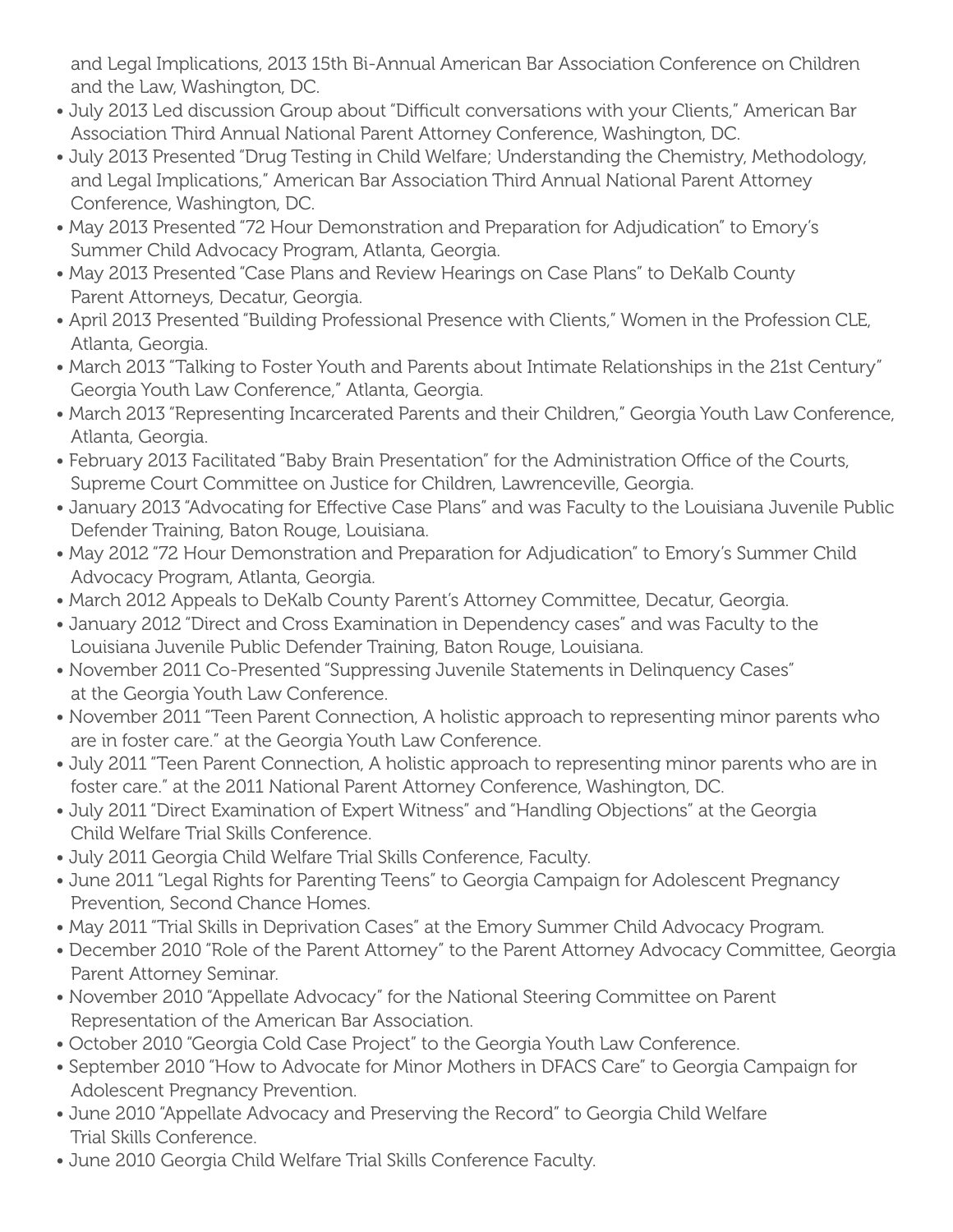and Legal Implications, 2013 15th Bi-Annual American Bar Association Conference on Children and the Law, Washington, DC.

- July 2013 Led discussion Group about "Difficult conversations with your Clients," American Bar Association Third Annual National Parent Attorney Conference, Washington, DC.
- July 2013 Presented "Drug Testing in Child Welfare; Understanding the Chemistry, Methodology, and Legal Implications," American Bar Association Third Annual National Parent Attorney Conference, Washington, DC.
- May 2013 Presented "72 Hour Demonstration and Preparation for Adjudication" to Emory's Summer Child Advocacy Program, Atlanta, Georgia.
- May 2013 Presented "Case Plans and Review Hearings on Case Plans" to DeKalb County Parent Attorneys, Decatur, Georgia.
- April 2013 Presented "Building Professional Presence with Clients," Women in the Profession CLE, Atlanta, Georgia.
- March 2013 "Talking to Foster Youth and Parents about Intimate Relationships in the 21st Century" Georgia Youth Law Conference," Atlanta, Georgia.
- March 2013 "Representing Incarcerated Parents and their Children," Georgia Youth Law Conference, Atlanta, Georgia.
- February 2013 Facilitated "Baby Brain Presentation" for the Administration Office of the Courts, Supreme Court Committee on Justice for Children, Lawrenceville, Georgia.
- January 2013 "Advocating for Effective Case Plans" and was Faculty to the Louisiana Juvenile Public Defender Training, Baton Rouge, Louisiana.
- May 2012 "72 Hour Demonstration and Preparation for Adjudication" to Emory's Summer Child Advocacy Program, Atlanta, Georgia.
- March 2012 Appeals to DeKalb County Parent's Attorney Committee, Decatur, Georgia.
- January 2012 "Direct and Cross Examination in Dependency cases" and was Faculty to the Louisiana Juvenile Public Defender Training, Baton Rouge, Louisiana.
- November 2011 Co-Presented "Suppressing Juvenile Statements in Delinquency Cases" at the Georgia Youth Law Conference.
- November 2011 "Teen Parent Connection, A holistic approach to representing minor parents who are in foster care." at the Georgia Youth Law Conference.
- July 2011 "Teen Parent Connection, A holistic approach to representing minor parents who are in foster care." at the 2011 National Parent Attorney Conference, Washington, DC.
- July 2011 "Direct Examination of Expert Witness" and "Handling Objections" at the Georgia Child Welfare Trial Skills Conference.
- July 2011 Georgia Child Welfare Trial Skills Conference, Faculty.
- June 2011 "Legal Rights for Parenting Teens" to Georgia Campaign for Adolescent Pregnancy Prevention, Second Chance Homes.
- May 2011 "Trial Skills in Deprivation Cases" at the Emory Summer Child Advocacy Program.
- December 2010 "Role of the Parent Attorney" to the Parent Attorney Advocacy Committee, Georgia Parent Attorney Seminar.
- November 2010 "Appellate Advocacy" for the National Steering Committee on Parent Representation of the American Bar Association.
- October 2010 "Georgia Cold Case Project" to the Georgia Youth Law Conference.
- September 2010 "How to Advocate for Minor Mothers in DFACS Care" to Georgia Campaign for Adolescent Pregnancy Prevention.
- June 2010 "Appellate Advocacy and Preserving the Record" to Georgia Child Welfare Trial Skills Conference.
- June 2010 Georgia Child Welfare Trial Skills Conference Faculty.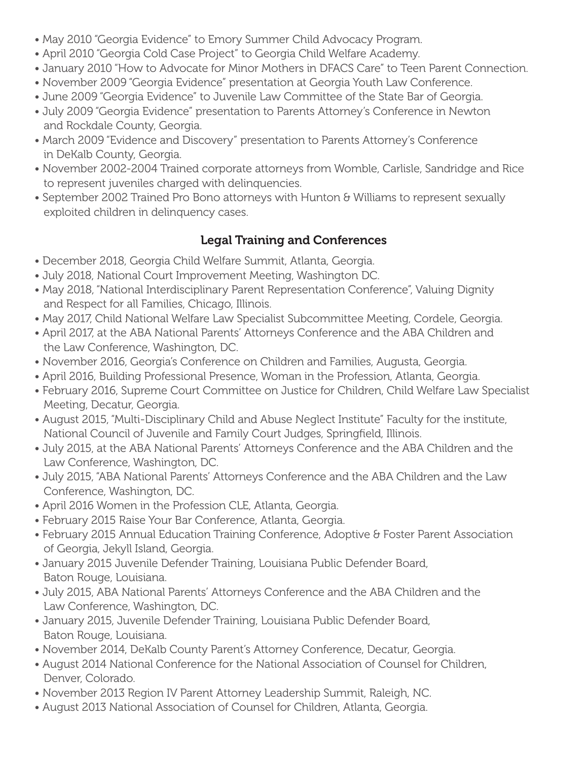- May 2010 "Georgia Evidence" to Emory Summer Child Advocacy Program.
- April 2010 "Georgia Cold Case Project" to Georgia Child Welfare Academy.
- January 2010 "How to Advocate for Minor Mothers in DFACS Care" to Teen Parent Connection.
- November 2009 "Georgia Evidence" presentation at Georgia Youth Law Conference.
- June 2009 "Georgia Evidence" to Juvenile Law Committee of the State Bar of Georgia.
- July 2009 "Georgia Evidence" presentation to Parents Attorney's Conference in Newton and Rockdale County, Georgia.
- March 2009 "Evidence and Discovery" presentation to Parents Attorney's Conference in DeKalb County, Georgia.
- November 2002-2004 Trained corporate attorneys from Womble, Carlisle, Sandridge and Rice to represent juveniles charged with delinquencies.
- September 2002 Trained Pro Bono attorneys with Hunton & Williams to represent sexually exploited children in delinquency cases.

## Legal Training and Conferences

- December 2018, Georgia Child Welfare Summit, Atlanta, Georgia.
- July 2018, National Court Improvement Meeting, Washington DC.
- May 2018, "National Interdisciplinary Parent Representation Conference", Valuing Dignity and Respect for all Families, Chicago, Illinois.
- May 2017, Child National Welfare Law Specialist Subcommittee Meeting, Cordele, Georgia.
- April 2017, at the ABA National Parents' Attorneys Conference and the ABA Children and the Law Conference, Washington, DC.
- November 2016, Georgia's Conference on Children and Families, Augusta, Georgia.
- April 2016, Building Professional Presence, Woman in the Profession, Atlanta, Georgia.
- February 2016, Supreme Court Committee on Justice for Children, Child Welfare Law Specialist Meeting, Decatur, Georgia.
- August 2015, "Multi-Disciplinary Child and Abuse Neglect Institute" Faculty for the institute, National Council of Juvenile and Family Court Judges, Springfield, Illinois.
- July 2015, at the ABA National Parents' Attorneys Conference and the ABA Children and the Law Conference, Washington, DC.
- July 2015, "ABA National Parents' Attorneys Conference and the ABA Children and the Law Conference, Washington, DC.
- April 2016 Women in the Profession CLE, Atlanta, Georgia.
- February 2015 Raise Your Bar Conference, Atlanta, Georgia.
- February 2015 Annual Education Training Conference, Adoptive & Foster Parent Association of Georgia, Jekyll Island, Georgia.
- January 2015 Juvenile Defender Training, Louisiana Public Defender Board, Baton Rouge, Louisiana.
- July 2015, ABA National Parents' Attorneys Conference and the ABA Children and the Law Conference, Washington, DC.
- January 2015, Juvenile Defender Training, Louisiana Public Defender Board, Baton Rouge, Louisiana.
- November 2014, DeKalb County Parent's Attorney Conference, Decatur, Georgia.
- August 2014 National Conference for the National Association of Counsel for Children, Denver, Colorado.
- November 2013 Region IV Parent Attorney Leadership Summit, Raleigh, NC.
- August 2013 National Association of Counsel for Children, Atlanta, Georgia.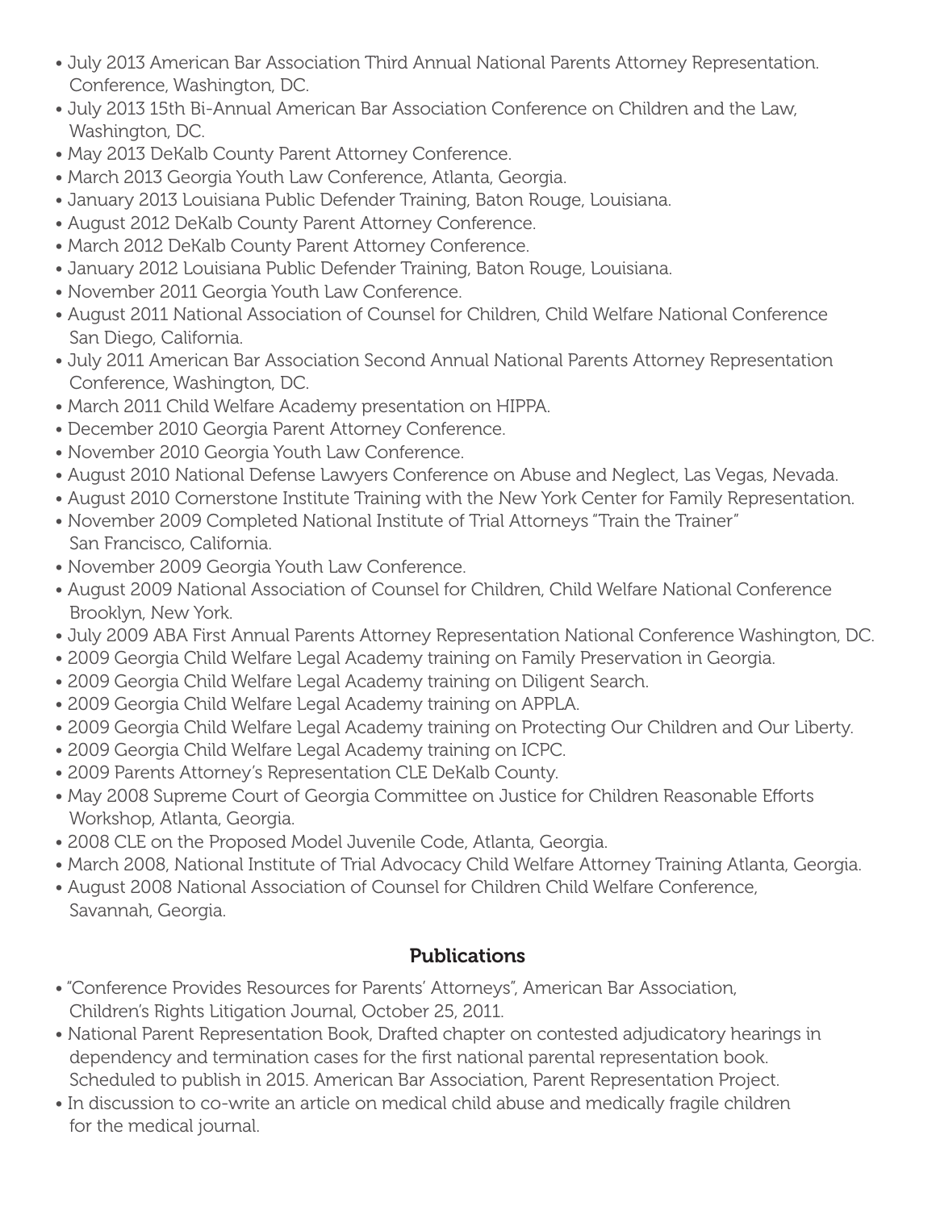- July 2013 American Bar Association Third Annual National Parents Attorney Representation. Conference, Washington, DC.
- July 2013 15th Bi-Annual American Bar Association Conference on Children and the Law, Washington, DC.
- May 2013 DeKalb County Parent Attorney Conference.
- March 2013 Georgia Youth Law Conference, Atlanta, Georgia.
- January 2013 Louisiana Public Defender Training, Baton Rouge, Louisiana.
- August 2012 DeKalb County Parent Attorney Conference.
- March 2012 DeKalb County Parent Attorney Conference.
- January 2012 Louisiana Public Defender Training, Baton Rouge, Louisiana.
- November 2011 Georgia Youth Law Conference.
- August 2011 National Association of Counsel for Children, Child Welfare National Conference San Diego, California.
- July 2011 American Bar Association Second Annual National Parents Attorney Representation Conference, Washington, DC.
- March 2011 Child Welfare Academy presentation on HIPPA.
- December 2010 Georgia Parent Attorney Conference.
- November 2010 Georgia Youth Law Conference.
- August 2010 National Defense Lawyers Conference on Abuse and Neglect, Las Vegas, Nevada.
- August 2010 Cornerstone Institute Training with the New York Center for Family Representation.
- November 2009 Completed National Institute of Trial Attorneys "Train the Trainer" San Francisco, California.
- November 2009 Georgia Youth Law Conference.
- August 2009 National Association of Counsel for Children, Child Welfare National Conference Brooklyn, New York.
- July 2009 ABA First Annual Parents Attorney Representation National Conference Washington, DC.
- 2009 Georgia Child Welfare Legal Academy training on Family Preservation in Georgia.
- 2009 Georgia Child Welfare Legal Academy training on Diligent Search.
- 2009 Georgia Child Welfare Legal Academy training on APPLA.
- 2009 Georgia Child Welfare Legal Academy training on Protecting Our Children and Our Liberty.
- 2009 Georgia Child Welfare Legal Academy training on ICPC.
- 2009 Parents Attorney's Representation CLE DeKalb County.
- May 2008 Supreme Court of Georgia Committee on Justice for Children Reasonable Efforts Workshop, Atlanta, Georgia.
- 2008 CLE on the Proposed Model Juvenile Code, Atlanta, Georgia.
- March 2008, National Institute of Trial Advocacy Child Welfare Attorney Training Atlanta, Georgia.
- August 2008 National Association of Counsel for Children Child Welfare Conference, Savannah, Georgia.

## Publications

- "Conference Provides Resources for Parents' Attorneys", American Bar Association, Children's Rights Litigation Journal, October 25, 2011.
- National Parent Representation Book, Drafted chapter on contested adjudicatory hearings in dependency and termination cases for the first national parental representation book. Scheduled to publish in 2015. American Bar Association, Parent Representation Project.
- In discussion to co-write an article on medical child abuse and medically fragile children for the medical journal.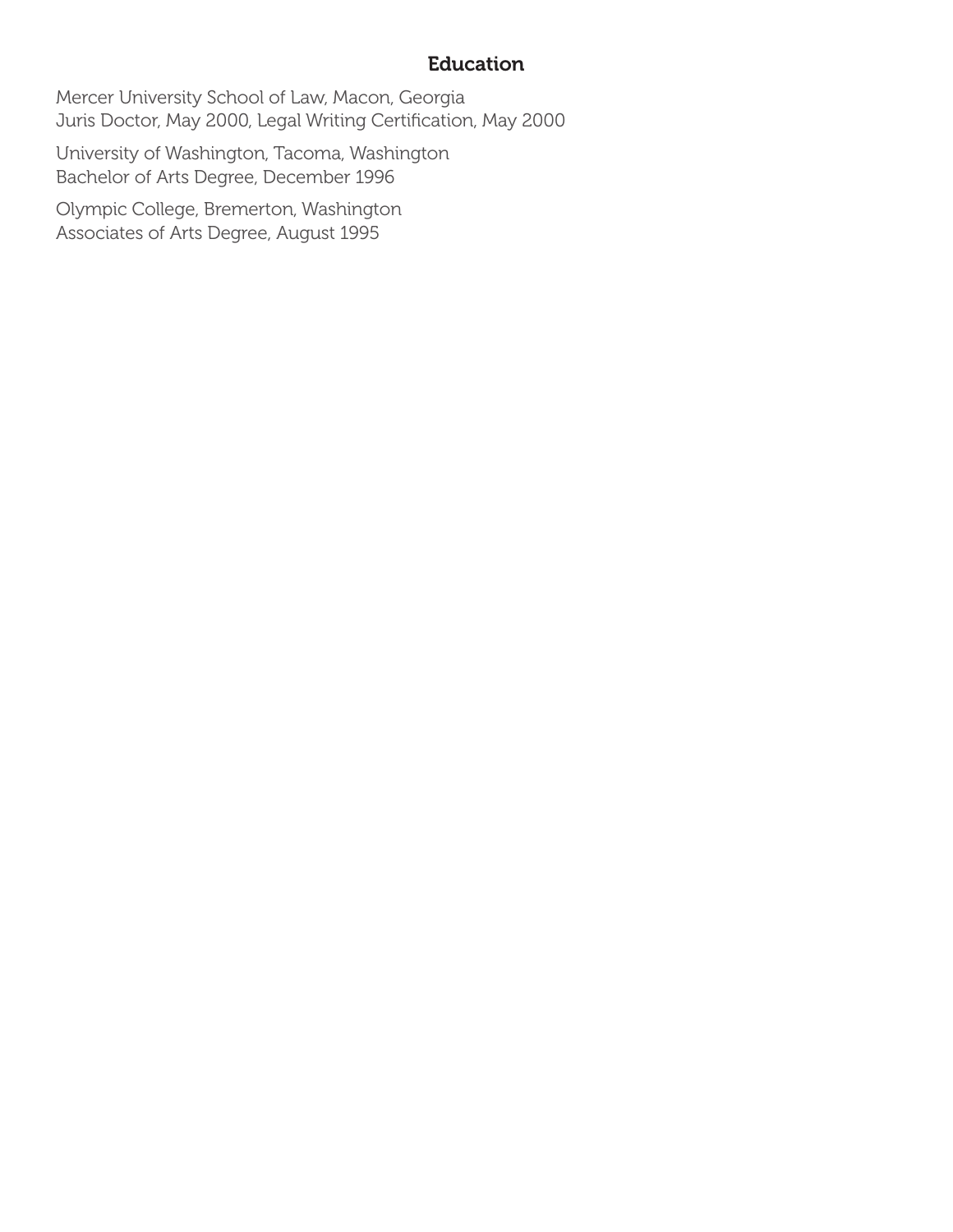## Education

Mercer University School of Law, Macon, Georgia
Juris Doctor, May 2000, Legal Writing Certification, May 2000

University of Washington, Tacoma, Washington
Bachelor of Arts Degree, December 1996

Olympic College, Bremerton, Washington
Associates of Arts Degree, August 1995